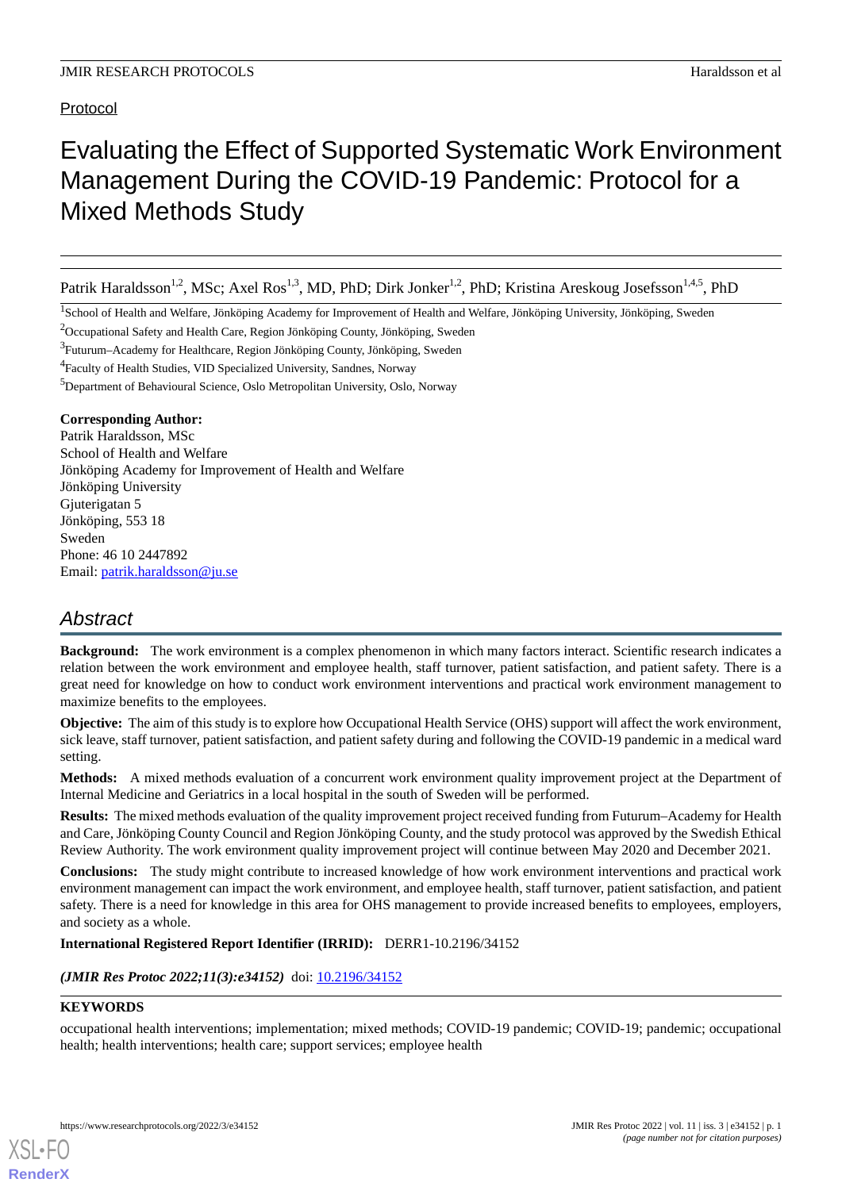Protocol

# Evaluating the Effect of Supported Systematic Work Environment Management During the COVID-19 Pandemic: Protocol for a Mixed Methods Study

Patrik Haraldsson[1,2], MSc; Axel Ros[1,3], MD, PhD; Dirk Jonker[1,2], PhD; Kristina Areskoug Josefsson[1,4,5], PhD

[1]School of Health and Welfare, Jönköping Academy for Improvement of Health and Welfare, Jönköping University, Jönköping, Sweden

[2]Occupational Safety and Health Care, Region Jönköping County, Jönköping, Sweden

[3]Futurum–Academy for Healthcare, Region Jönköping County, Jönköping, Sweden

[4]Faculty of Health Studies, VID Specialized University, Sandnes, Norway

[5]Department of Behavioural Science, Oslo Metropolitan University, Oslo, Norway

**Corresponding Author:**
Patrik Haraldsson, MSc
School of Health and Welfare
Jönköping Academy for Improvement of Health and Welfare
Jönköping University
Gjuterigatan 5
Jönköping, 553 18
Sweden
Phone: 46 10 2447892
Email: patrik.haraldsson@ju.se

## Abstract

**Background:** The work environment is a complex phenomenon in which many factors interact. Scientific research indicates a relation between the work environment and employee health, staff turnover, patient satisfaction, and patient safety. There is a great need for knowledge on how to conduct work environment interventions and practical work environment management to maximize benefits to the employees.

**Objective:** The aim of this study is to explore how Occupational Health Service (OHS) support will affect the work environment, sick leave, staff turnover, patient satisfaction, and patient safety during and following the COVID-19 pandemic in a medical ward setting.

**Methods:** A mixed methods evaluation of a concurrent work environment quality improvement project at the Department of Internal Medicine and Geriatrics in a local hospital in the south of Sweden will be performed.

**Results:** The mixed methods evaluation of the quality improvement project received funding from Futurum–Academy for Health and Care, Jönköping County Council and Region Jönköping County, and the study protocol was approved by the Swedish Ethical Review Authority. The work environment quality improvement project will continue between May 2020 and December 2021.

**Conclusions:** The study might contribute to increased knowledge of how work environment interventions and practical work environment management can impact the work environment, and employee health, staff turnover, patient satisfaction, and patient safety. There is a need for knowledge in this area for OHS management to provide increased benefits to employees, employers, and society as a whole.

**International Registered Report Identifier (IRRID):** DERR1-10.2196/34152

***(JMIR Res Protoc 2022;11(3):e34152)*** doi: 10.2196/34152

**KEYWORDS**

occupational health interventions; implementation; mixed methods; COVID-19 pandemic; COVID-19; pandemic; occupational health; health interventions; health care; support services; employee health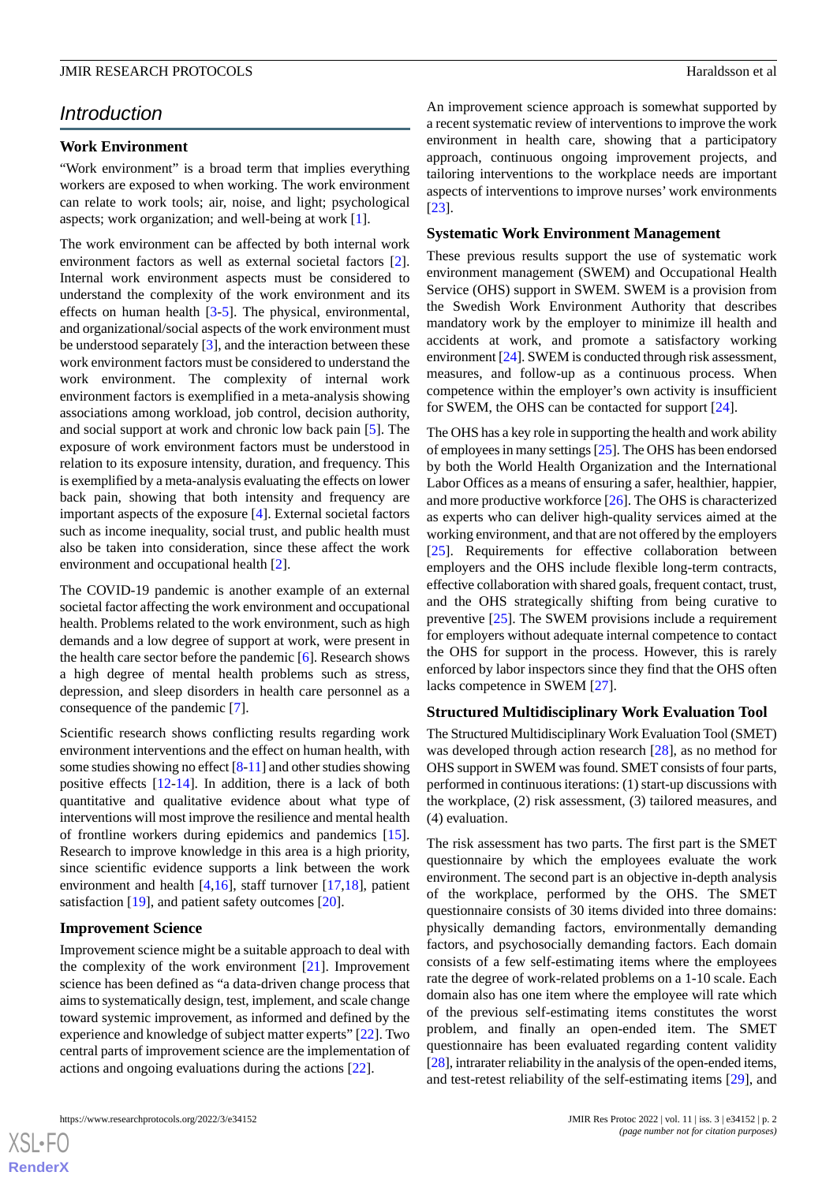## Introduction

### Work Environment

"Work environment" is a broad term that implies everything workers are exposed to when working. The work environment can relate to work tools; air, noise, and light; psychological aspects; work organization; and well-being at work [1].

The work environment can be affected by both internal work environment factors as well as external societal factors [2]. Internal work environment aspects must be considered to understand the complexity of the work environment and its effects on human health [3-5]. The physical, environmental, and organizational/social aspects of the work environment must be understood separately [3], and the interaction between these work environment factors must be considered to understand the work environment. The complexity of internal work environment factors is exemplified in a meta-analysis showing associations among workload, job control, decision authority, and social support at work and chronic low back pain [5]. The exposure of work environment factors must be understood in relation to its exposure intensity, duration, and frequency. This is exemplified by a meta-analysis evaluating the effects on lower back pain, showing that both intensity and frequency are important aspects of the exposure [4]. External societal factors such as income inequality, social trust, and public health must also be taken into consideration, since these affect the work environment and occupational health [2].

The COVID-19 pandemic is another example of an external societal factor affecting the work environment and occupational health. Problems related to the work environment, such as high demands and a low degree of support at work, were present in the health care sector before the pandemic [6]. Research shows a high degree of mental health problems such as stress, depression, and sleep disorders in health care personnel as a consequence of the pandemic [7].

Scientific research shows conflicting results regarding work environment interventions and the effect on human health, with some studies showing no effect [8-11] and other studies showing positive effects [12-14]. In addition, there is a lack of both quantitative and qualitative evidence about what type of interventions will most improve the resilience and mental health of frontline workers during epidemics and pandemics [15]. Research to improve knowledge in this area is a high priority, since scientific evidence supports a link between the work environment and health [4,16], staff turnover [17,18], patient satisfaction [19], and patient safety outcomes [20].

### Improvement Science

Improvement science might be a suitable approach to deal with the complexity of the work environment [21]. Improvement science has been defined as "a data-driven change process that aims to systematically design, test, implement, and scale change toward systemic improvement, as informed and defined by the experience and knowledge of subject matter experts" [22]. Two central parts of improvement science are the implementation of actions and ongoing evaluations during the actions [22].

An improvement science approach is somewhat supported by a recent systematic review of interventions to improve the work environment in health care, showing that a participatory approach, continuous ongoing improvement projects, and tailoring interventions to the workplace needs are important aspects of interventions to improve nurses' work environments [23].

### Systematic Work Environment Management

These previous results support the use of systematic work environment management (SWEM) and Occupational Health Service (OHS) support in SWEM. SWEM is a provision from the Swedish Work Environment Authority that describes mandatory work by the employer to minimize ill health and accidents at work, and promote a satisfactory working environment [24]. SWEM is conducted through risk assessment, measures, and follow-up as a continuous process. When competence within the employer's own activity is insufficient for SWEM, the OHS can be contacted for support [24].

The OHS has a key role in supporting the health and work ability of employees in many settings [25]. The OHS has been endorsed by both the World Health Organization and the International Labor Offices as a means of ensuring a safer, healthier, happier, and more productive workforce [26]. The OHS is characterized as experts who can deliver high-quality services aimed at the working environment, and that are not offered by the employers [25]. Requirements for effective collaboration between employers and the OHS include flexible long-term contracts, effective collaboration with shared goals, frequent contact, trust, and the OHS strategically shifting from being curative to preventive [25]. The SWEM provisions include a requirement for employers without adequate internal competence to contact the OHS for support in the process. However, this is rarely enforced by labor inspectors since they find that the OHS often lacks competence in SWEM [27].

### Structured Multidisciplinary Work Evaluation Tool

The Structured Multidisciplinary Work Evaluation Tool (SMET) was developed through action research [28], as no method for OHS support in SWEM was found. SMET consists of four parts, performed in continuous iterations: (1) start-up discussions with the workplace, (2) risk assessment, (3) tailored measures, and (4) evaluation.

The risk assessment has two parts. The first part is the SMET questionnaire by which the employees evaluate the work environment. The second part is an objective in-depth analysis of the workplace, performed by the OHS. The SMET questionnaire consists of 30 items divided into three domains: physically demanding factors, environmentally demanding factors, and psychosocially demanding factors. Each domain consists of a few self-estimating items where the employees rate the degree of work-related problems on a 1-10 scale. Each domain also has one item where the employee will rate which of the previous self-estimating items constitutes the worst problem, and finally an open-ended item. The SMET questionnaire has been evaluated regarding content validity [28], intrarater reliability in the analysis of the open-ended items, and test-retest reliability of the self-estimating items [29], and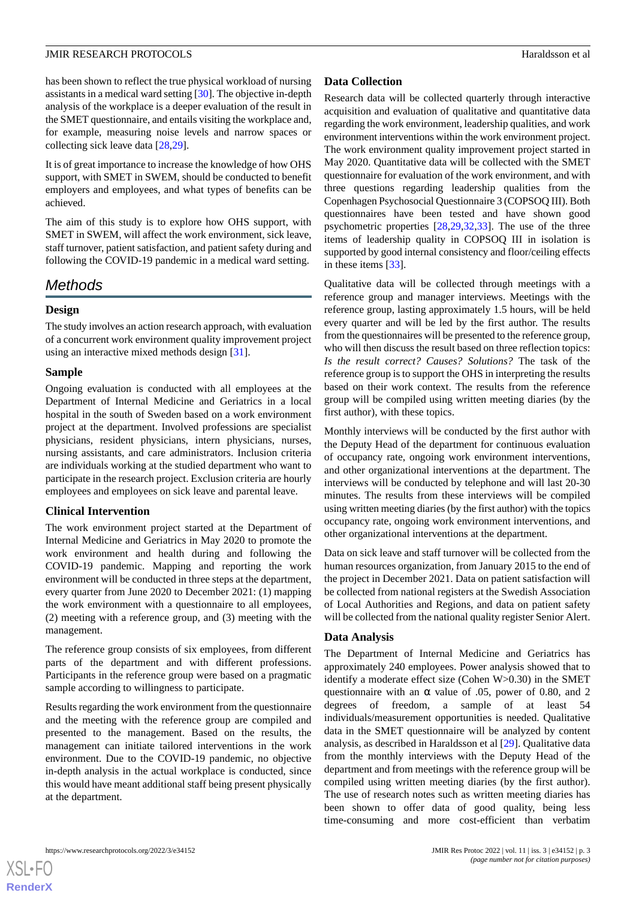has been shown to reflect the true physical workload of nursing assistants in a medical ward setting [30]. The objective in-depth analysis of the workplace is a deeper evaluation of the result in the SMET questionnaire, and entails visiting the workplace and, for example, measuring noise levels and narrow spaces or collecting sick leave data [28,29].

It is of great importance to increase the knowledge of how OHS support, with SMET in SWEM, should be conducted to benefit employers and employees, and what types of benefits can be achieved.

The aim of this study is to explore how OHS support, with SMET in SWEM, will affect the work environment, sick leave, staff turnover, patient satisfaction, and patient safety during and following the COVID-19 pandemic in a medical ward setting.

## Methods

### Design

The study involves an action research approach, with evaluation of a concurrent work environment quality improvement project using an interactive mixed methods design [31].

### Sample

Ongoing evaluation is conducted with all employees at the Department of Internal Medicine and Geriatrics in a local hospital in the south of Sweden based on a work environment project at the department. Involved professions are specialist physicians, resident physicians, intern physicians, nurses, nursing assistants, and care administrators. Inclusion criteria are individuals working at the studied department who want to participate in the research project. Exclusion criteria are hourly employees and employees on sick leave and parental leave.

### Clinical Intervention

The work environment project started at the Department of Internal Medicine and Geriatrics in May 2020 to promote the work environment and health during and following the COVID-19 pandemic. Mapping and reporting the work environment will be conducted in three steps at the department, every quarter from June 2020 to December 2021: (1) mapping the work environment with a questionnaire to all employees, (2) meeting with a reference group, and (3) meeting with the management.

The reference group consists of six employees, from different parts of the department and with different professions. Participants in the reference group were based on a pragmatic sample according to willingness to participate.

Results regarding the work environment from the questionnaire and the meeting with the reference group are compiled and presented to the management. Based on the results, the management can initiate tailored interventions in the work environment. Due to the COVID-19 pandemic, no objective in-depth analysis in the actual workplace is conducted, since this would have meant additional staff being present physically at the department.

### Data Collection

Research data will be collected quarterly through interactive acquisition and evaluation of qualitative and quantitative data regarding the work environment, leadership qualities, and work environment interventions within the work environment project. The work environment quality improvement project started in May 2020. Quantitative data will be collected with the SMET questionnaire for evaluation of the work environment, and with three questions regarding leadership qualities from the Copenhagen Psychosocial Questionnaire 3 (COPSOQ III). Both questionnaires have been tested and have shown good psychometric properties [28,29,32,33]. The use of the three items of leadership quality in COPSOQ III in isolation is supported by good internal consistency and floor/ceiling effects in these items [33].

Qualitative data will be collected through meetings with a reference group and manager interviews. Meetings with the reference group, lasting approximately 1.5 hours, will be held every quarter and will be led by the first author. The results from the questionnaires will be presented to the reference group, who will then discuss the result based on three reflection topics: *Is the result correct? Causes? Solutions?* The task of the reference group is to support the OHS in interpreting the results based on their work context. The results from the reference group will be compiled using written meeting diaries (by the first author), with these topics.

Monthly interviews will be conducted by the first author with the Deputy Head of the department for continuous evaluation of occupancy rate, ongoing work environment interventions, and other organizational interventions at the department. The interviews will be conducted by telephone and will last 20-30 minutes. The results from these interviews will be compiled using written meeting diaries (by the first author) with the topics occupancy rate, ongoing work environment interventions, and other organizational interventions at the department.

Data on sick leave and staff turnover will be collected from the human resources organization, from January 2015 to the end of the project in December 2021. Data on patient satisfaction will be collected from national registers at the Swedish Association of Local Authorities and Regions, and data on patient safety will be collected from the national quality register Senior Alert.

### Data Analysis

The Department of Internal Medicine and Geriatrics has approximately 240 employees. Power analysis showed that to identify a moderate effect size (Cohen W>0.30) in the SMET questionnaire with an $\alpha$ value of .05, power of 0.80, and 2 degrees of freedom, a sample of at least 54 individuals/measurement opportunities is needed. Qualitative data in the SMET questionnaire will be analyzed by content analysis, as described in Haraldsson et al [29]. Qualitative data from the monthly interviews with the Deputy Head of the department and from meetings with the reference group will be compiled using written meeting diaries (by the first author). The use of research notes such as written meeting diaries has been shown to offer data of good quality, being less time-consuming and more cost-efficient than verbatim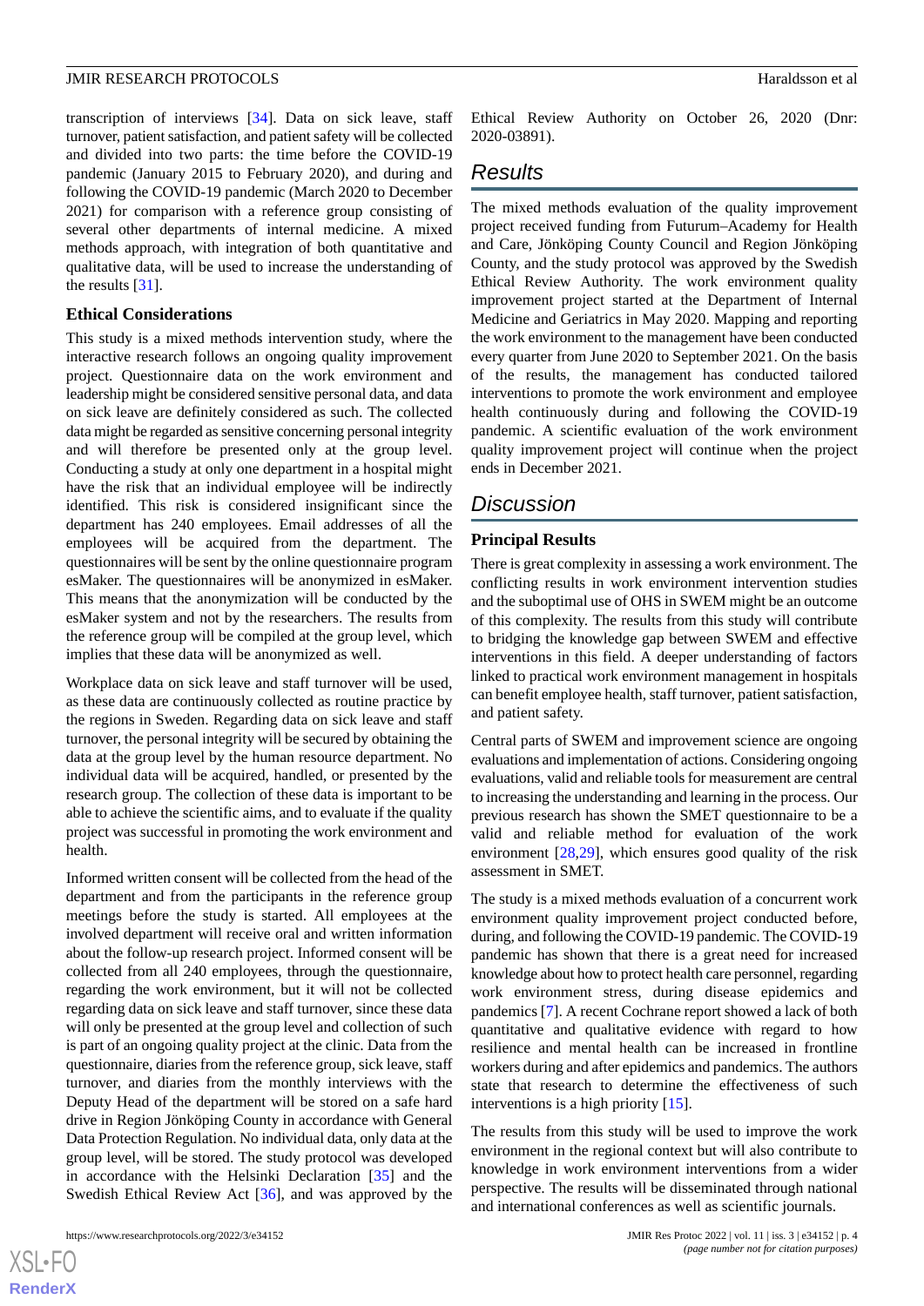transcription of interviews [34]. Data on sick leave, staff turnover, patient satisfaction, and patient safety will be collected and divided into two parts: the time before the COVID-19 pandemic (January 2015 to February 2020), and during and following the COVID-19 pandemic (March 2020 to December 2021) for comparison with a reference group consisting of several other departments of internal medicine. A mixed methods approach, with integration of both quantitative and qualitative data, will be used to increase the understanding of the results [31].

### Ethical Considerations

This study is a mixed methods intervention study, where the interactive research follows an ongoing quality improvement project. Questionnaire data on the work environment and leadership might be considered sensitive personal data, and data on sick leave are definitely considered as such. The collected data might be regarded as sensitive concerning personal integrity and will therefore be presented only at the group level. Conducting a study at only one department in a hospital might have the risk that an individual employee will be indirectly identified. This risk is considered insignificant since the department has 240 employees. Email addresses of all the employees will be acquired from the department. The questionnaires will be sent by the online questionnaire program esMaker. The questionnaires will be anonymized in esMaker. This means that the anonymization will be conducted by the esMaker system and not by the researchers. The results from the reference group will be compiled at the group level, which implies that these data will be anonymized as well.

Workplace data on sick leave and staff turnover will be used, as these data are continuously collected as routine practice by the regions in Sweden. Regarding data on sick leave and staff turnover, the personal integrity will be secured by obtaining the data at the group level by the human resource department. No individual data will be acquired, handled, or presented by the research group. The collection of these data is important to be able to achieve the scientific aims, and to evaluate if the quality project was successful in promoting the work environment and health.

Informed written consent will be collected from the head of the department and from the participants in the reference group meetings before the study is started. All employees at the involved department will receive oral and written information about the follow-up research project. Informed consent will be collected from all 240 employees, through the questionnaire, regarding the work environment, but it will not be collected regarding data on sick leave and staff turnover, since these data will only be presented at the group level and collection of such is part of an ongoing quality project at the clinic. Data from the questionnaire, diaries from the reference group, sick leave, staff turnover, and diaries from the monthly interviews with the Deputy Head of the department will be stored on a safe hard drive in Region Jönköping County in accordance with General Data Protection Regulation. No individual data, only data at the group level, will be stored. The study protocol was developed in accordance with the Helsinki Declaration [35] and the Swedish Ethical Review Act [36], and was approved by the Ethical Review Authority on October 26, 2020 (Dnr: 2020-03891).

## Results

The mixed methods evaluation of the quality improvement project received funding from Futurum–Academy for Health and Care, Jönköping County Council and Region Jönköping County, and the study protocol was approved by the Swedish Ethical Review Authority. The work environment quality improvement project started at the Department of Internal Medicine and Geriatrics in May 2020. Mapping and reporting the work environment to the management have been conducted every quarter from June 2020 to September 2021. On the basis of the results, the management has conducted tailored interventions to promote the work environment and employee health continuously during and following the COVID-19 pandemic. A scientific evaluation of the work environment quality improvement project will continue when the project ends in December 2021.

## Discussion

### Principal Results

There is great complexity in assessing a work environment. The conflicting results in work environment intervention studies and the suboptimal use of OHS in SWEM might be an outcome of this complexity. The results from this study will contribute to bridging the knowledge gap between SWEM and effective interventions in this field. A deeper understanding of factors linked to practical work environment management in hospitals can benefit employee health, staff turnover, patient satisfaction, and patient safety.

Central parts of SWEM and improvement science are ongoing evaluations and implementation of actions. Considering ongoing evaluations, valid and reliable tools for measurement are central to increasing the understanding and learning in the process. Our previous research has shown the SMET questionnaire to be a valid and reliable method for evaluation of the work environment [28,29], which ensures good quality of the risk assessment in SMET.

The study is a mixed methods evaluation of a concurrent work environment quality improvement project conducted before, during, and following the COVID-19 pandemic. The COVID-19 pandemic has shown that there is a great need for increased knowledge about how to protect health care personnel, regarding work environment stress, during disease epidemics and pandemics [7]. A recent Cochrane report showed a lack of both quantitative and qualitative evidence with regard to how resilience and mental health can be increased in frontline workers during and after epidemics and pandemics. The authors state that research to determine the effectiveness of such interventions is a high priority [15].

The results from this study will be used to improve the work environment in the regional context but will also contribute to knowledge in work environment interventions from a wider perspective. The results will be disseminated through national and international conferences as well as scientific journals.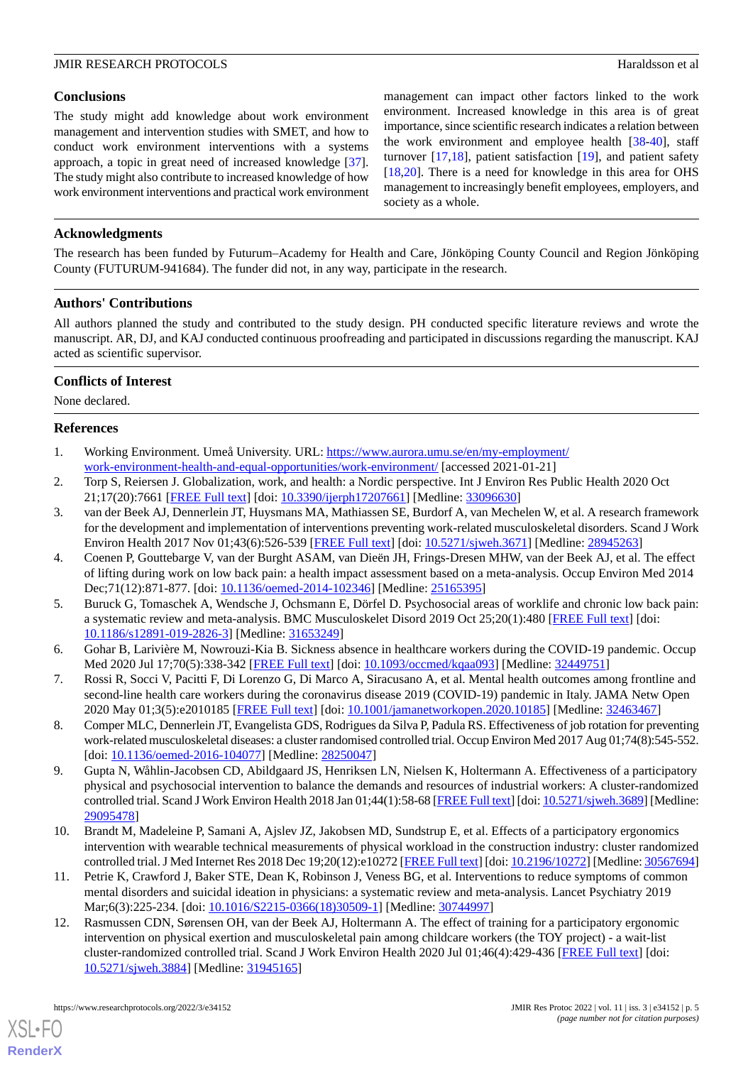## Conclusions

The study might add knowledge about work environment management and intervention studies with SMET, and how to conduct work environment interventions with a systems approach, a topic in great need of increased knowledge [37]. The study might also contribute to increased knowledge of how work environment interventions and practical work environment management can impact other factors linked to the work environment. Increased knowledge in this area is of great importance, since scientific research indicates a relation between the work environment and employee health [38-40], staff turnover [17,18], patient satisfaction [19], and patient safety [18,20]. There is a need for knowledge in this area for OHS management to increasingly benefit employees, employers, and society as a whole.

## Acknowledgments

The research has been funded by Futurum–Academy for Health and Care, Jönköping County Council and Region Jönköping County (FUTURUM-941684). The funder did not, in any way, participate in the research.

## Authors' Contributions

All authors planned the study and contributed to the study design. PH conducted specific literature reviews and wrote the manuscript. AR, DJ, and KAJ conducted continuous proofreading and participated in discussions regarding the manuscript. KAJ acted as scientific supervisor.

## Conflicts of Interest

None declared.

## References

1. Working Environment. Umeå University. URL: https://www.aurora.umu.se/en/my-employment/work-environment-health-and-equal-opportunities/work-environment/ [accessed 2021-01-21]
2. Torp S, Reiersen J. Globalization, work, and health: a Nordic perspective. Int J Environ Res Public Health 2020 Oct 21;17(20):7661 [FREE Full text] [doi: 10.3390/ijerph17207661] [Medline: 33096630]
3. van der Beek AJ, Dennerlein JT, Huysmans MA, Mathiassen SE, Burdorf A, van Mechelen W, et al. A research framework for the development and implementation of interventions preventing work-related musculoskeletal disorders. Scand J Work Environ Health 2017 Nov 01;43(6):526-539 [FREE Full text] [doi: 10.5271/sjweh.3671] [Medline: 28945263]
4. Coenen P, Gouttebarge V, van der Burght ASAM, van Dieën JH, Frings-Dresen MHW, van der Beek AJ, et al. The effect of lifting during work on low back pain: a health impact assessment based on a meta-analysis. Occup Environ Med 2014 Dec;71(12):871-877. [doi: 10.1136/oemed-2014-102346] [Medline: 25165395]
5. Buruck G, Tomaschek A, Wendsche J, Ochsmann E, Dörfel D. Psychosocial areas of worklife and chronic low back pain: a systematic review and meta-analysis. BMC Musculoskelet Disord 2019 Oct 25;20(1):480 [FREE Full text] [doi: 10.1186/s12891-019-2826-3] [Medline: 31653249]
6. Gohar B, Larivière M, Nowrouzi-Kia B. Sickness absence in healthcare workers during the COVID-19 pandemic. Occup Med 2020 Jul 17;70(5):338-342 [FREE Full text] [doi: 10.1093/occmed/kqaa093] [Medline: 32449751]
7. Rossi R, Socci V, Pacitti F, Di Lorenzo G, Di Marco A, Siracusano A, et al. Mental health outcomes among frontline and second-line health care workers during the coronavirus disease 2019 (COVID-19) pandemic in Italy. JAMA Netw Open 2020 May 01;3(5):e2010185 [FREE Full text] [doi: 10.1001/jamanetworkopen.2020.10185] [Medline: 32463467]
8. Comper MLC, Dennerlein JT, Evangelista GDS, Rodrigues da Silva P, Padula RS. Effectiveness of job rotation for preventing work-related musculoskeletal diseases: a cluster randomised controlled trial. Occup Environ Med 2017 Aug 01;74(8):545-552. [doi: 10.1136/oemed-2016-104077] [Medline: 28250047]
9. Gupta N, Wåhlin-Jacobsen CD, Abildgaard JS, Henriksen LN, Nielsen K, Holtermann A. Effectiveness of a participatory physical and psychosocial intervention to balance the demands and resources of industrial workers: A cluster-randomized controlled trial. Scand J Work Environ Health 2018 Jan 01;44(1):58-68 [FREE Full text] [doi: 10.5271/sjweh.3689] [Medline: 29095478]
10. Brandt M, Madeleine P, Samani A, Ajslev JZ, Jakobsen MD, Sundstrup E, et al. Effects of a participatory ergonomics intervention with wearable technical measurements of physical workload in the construction industry: cluster randomized controlled trial. J Med Internet Res 2018 Dec 19;20(12):e10272 [FREE Full text] [doi: 10.2196/10272] [Medline: 30567694]
11. Petrie K, Crawford J, Baker STE, Dean K, Robinson J, Veness BG, et al. Interventions to reduce symptoms of common mental disorders and suicidal ideation in physicians: a systematic review and meta-analysis. Lancet Psychiatry 2019 Mar;6(3):225-234. [doi: 10.1016/S2215-0366(18)30509-1] [Medline: 30744997]
12. Rasmussen CDN, Sørensen OH, van der Beek AJ, Holtermann A. The effect of training for a participatory ergonomic intervention on physical exertion and musculoskeletal pain among childcare workers (the TOY project) - a wait-list cluster-randomized controlled trial. Scand J Work Environ Health 2020 Jul 01;46(4):429-436 [FREE Full text] [doi: 10.5271/sjweh.3884] [Medline: 31945165]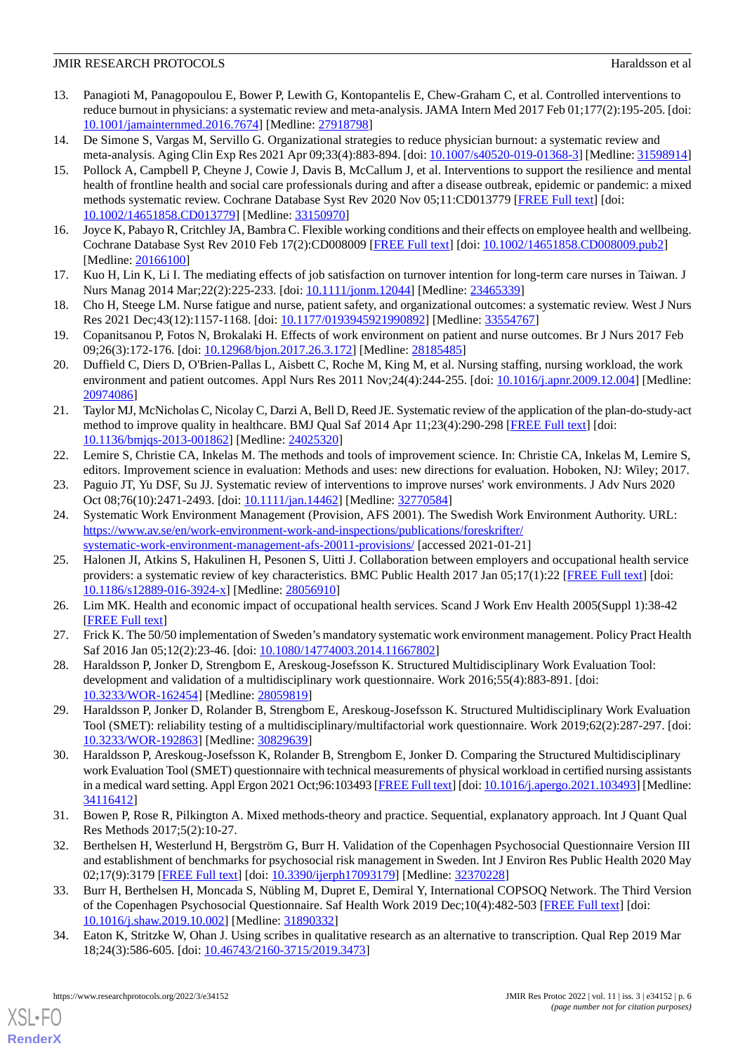13. Panagioti M, Panagopoulou E, Bower P, Lewith G, Kontopantelis E, Chew-Graham C, et al. Controlled interventions to reduce burnout in physicians: a systematic review and meta-analysis. JAMA Intern Med 2017 Feb 01;177(2):195-205. [doi: 10.1001/jamainternmed.2016.7674] [Medline: 27918798]
14. De Simone S, Vargas M, Servillo G. Organizational strategies to reduce physician burnout: a systematic review and meta-analysis. Aging Clin Exp Res 2021 Apr 09;33(4):883-894. [doi: 10.1007/s40520-019-01368-3] [Medline: 31598914]
15. Pollock A, Campbell P, Cheyne J, Cowie J, Davis B, McCallum J, et al. Interventions to support the resilience and mental health of frontline health and social care professionals during and after a disease outbreak, epidemic or pandemic: a mixed methods systematic review. Cochrane Database Syst Rev 2020 Nov 05;11:CD013779 [FREE Full text] [doi: 10.1002/14651858.CD013779] [Medline: 33150970]
16. Joyce K, Pabayo R, Critchley JA, Bambra C. Flexible working conditions and their effects on employee health and wellbeing. Cochrane Database Syst Rev 2010 Feb 17(2):CD008009 [FREE Full text] [doi: 10.1002/14651858.CD008009.pub2] [Medline: 20166100]
17. Kuo H, Lin K, Li I. The mediating effects of job satisfaction on turnover intention for long-term care nurses in Taiwan. J Nurs Manag 2014 Mar;22(2):225-233. [doi: 10.1111/jonm.12044] [Medline: 23465339]
18. Cho H, Steege LM. Nurse fatigue and nurse, patient safety, and organizational outcomes: a systematic review. West J Nurs Res 2021 Dec;43(12):1157-1168. [doi: 10.1177/0193945921990892] [Medline: 33554767]
19. Copanitsanou P, Fotos N, Brokalaki H. Effects of work environment on patient and nurse outcomes. Br J Nurs 2017 Feb 09;26(3):172-176. [doi: 10.12968/bjon.2017.26.3.172] [Medline: 28185485]
20. Duffield C, Diers D, O'Brien-Pallas L, Aisbett C, Roche M, King M, et al. Nursing staffing, nursing workload, the work environment and patient outcomes. Appl Nurs Res 2011 Nov;24(4):244-255. [doi: 10.1016/j.apnr.2009.12.004] [Medline: 20974086]
21. Taylor MJ, McNicholas C, Nicolay C, Darzi A, Bell D, Reed JE. Systematic review of the application of the plan-do-study-act method to improve quality in healthcare. BMJ Qual Saf 2014 Apr 11;23(4):290-298 [FREE Full text] [doi: 10.1136/bmjqs-2013-001862] [Medline: 24025320]
22. Lemire S, Christie CA, Inkelas M. The methods and tools of improvement science. In: Christie CA, Inkelas M, Lemire S, editors. Improvement science in evaluation: Methods and uses: new directions for evaluation. Hoboken, NJ: Wiley; 2017.
23. Paguio JT, Yu DSF, Su JJ. Systematic review of interventions to improve nurses' work environments. J Adv Nurs 2020 Oct 08;76(10):2471-2493. [doi: 10.1111/jan.14462] [Medline: 32770584]
24. Systematic Work Environment Management (Provision, AFS 2001). The Swedish Work Environment Authority. URL: https://www.av.se/en/work-environment-work-and-inspections/publications/foreskrifter/systematic-work-environment-management-afs-20011-provisions/ [accessed 2021-01-21]
25. Halonen JI, Atkins S, Hakulinen H, Pesonen S, Uitti J. Collaboration between employers and occupational health service providers: a systematic review of key characteristics. BMC Public Health 2017 Jan 05;17(1):22 [FREE Full text] [doi: 10.1186/s12889-016-3924-x] [Medline: 28056910]
26. Lim MK. Health and economic impact of occupational health services. Scand J Work Env Health 2005(Suppl 1):38-42 [FREE Full text]
27. Frick K. The 50/50 implementation of Sweden's mandatory systematic work environment management. Policy Pract Health Saf 2016 Jan 05;12(2):23-46. [doi: 10.1080/14774003.2014.11667802]
28. Haraldsson P, Jonker D, Strengbom E, Areskoug-Josefsson K. Structured Multidisciplinary Work Evaluation Tool: development and validation of a multidisciplinary work questionnaire. Work 2016;55(4):883-891. [doi: 10.3233/WOR-162454] [Medline: 28059819]
29. Haraldsson P, Jonker D, Rolander B, Strengbom E, Areskoug-Josefsson K. Structured Multidisciplinary Work Evaluation Tool (SMET): reliability testing of a multidisciplinary/multifactorial work questionnaire. Work 2019;62(2):287-297. [doi: 10.3233/WOR-192863] [Medline: 30829639]
30. Haraldsson P, Areskoug-Josefsson K, Rolander B, Strengbom E, Jonker D. Comparing the Structured Multidisciplinary work Evaluation Tool (SMET) questionnaire with technical measurements of physical workload in certified nursing assistants in a medical ward setting. Appl Ergon 2021 Oct;96:103493 [FREE Full text] [doi: 10.1016/j.apergo.2021.103493] [Medline: 34116412]
31. Bowen P, Rose R, Pilkington A. Mixed methods-theory and practice. Sequential, explanatory approach. Int J Quant Qual Res Methods 2017;5(2):10-27.
32. Berthelsen H, Westerlund H, Bergström G, Burr H. Validation of the Copenhagen Psychosocial Questionnaire Version III and establishment of benchmarks for psychosocial risk management in Sweden. Int J Environ Res Public Health 2020 May 02;17(9):3179 [FREE Full text] [doi: 10.3390/ijerph17093179] [Medline: 32370228]
33. Burr H, Berthelsen H, Moncada S, Nübling M, Dupret E, Demiral Y, International COPSOQ Network. The Third Version of the Copenhagen Psychosocial Questionnaire. Saf Health Work 2019 Dec;10(4):482-503 [FREE Full text] [doi: 10.1016/j.shaw.2019.10.002] [Medline: 31890332]
34. Eaton K, Stritzke W, Ohan J. Using scribes in qualitative research as an alternative to transcription. Qual Rep 2019 Mar 18;24(3):586-605. [doi: 10.46743/2160-3715/2019.3473]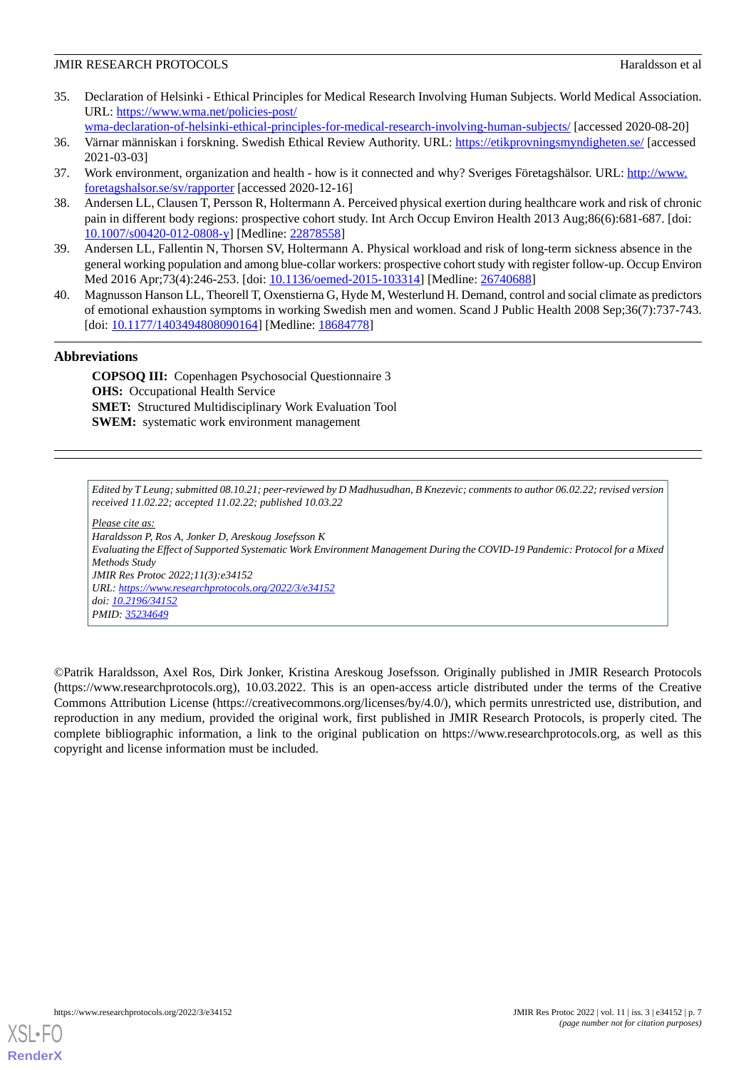35. Declaration of Helsinki - Ethical Principles for Medical Research Involving Human Subjects. World Medical Association. URL: https://www.wma.net/policies-post/wma-declaration-of-helsinki-ethical-principles-for-medical-research-involving-human-subjects/ [accessed 2020-08-20]
36. Värnar människan i forskning. Swedish Ethical Review Authority. URL: https://etikprovningsmyndigheten.se/ [accessed 2021-03-03]
37. Work environment, organization and health - how is it connected and why? Sveriges Företagshälsor. URL: http://www.foretagshalsor.se/sv/rapporter [accessed 2020-12-16]
38. Andersen LL, Clausen T, Persson R, Holtermann A. Perceived physical exertion during healthcare work and risk of chronic pain in different body regions: prospective cohort study. Int Arch Occup Environ Health 2013 Aug;86(6):681-687. [doi: 10.1007/s00420-012-0808-y] [Medline: 22878558]
39. Andersen LL, Fallentin N, Thorsen SV, Holtermann A. Physical workload and risk of long-term sickness absence in the general working population and among blue-collar workers: prospective cohort study with register follow-up. Occup Environ Med 2016 Apr;73(4):246-253. [doi: 10.1136/oemed-2015-103314] [Medline: 26740688]
40. Magnusson Hanson LL, Theorell T, Oxenstierna G, Hyde M, Westerlund H. Demand, control and social climate as predictors of emotional exhaustion symptoms in working Swedish men and women. Scand J Public Health 2008 Sep;36(7):737-743. [doi: 10.1177/1403494808090164] [Medline: 18684778]

## Abbreviations

**COPSOQ III:** Copenhagen Psychosocial Questionnaire 3
**OHS:** Occupational Health Service
**SMET:** Structured Multidisciplinary Work Evaluation Tool
**SWEM:** systematic work environment management

*Edited by T Leung; submitted 08.10.21; peer-reviewed by D Madhusudhan, B Knezevic; comments to author 06.02.22; revised version received 11.02.22; accepted 11.02.22; published 10.03.22*

*Please cite as:*
*Haraldsson P, Ros A, Jonker D, Areskoug Josefsson K*
*Evaluating the Effect of Supported Systematic Work Environment Management During the COVID-19 Pandemic: Protocol for a Mixed Methods Study*
*JMIR Res Protoc 2022;11(3):e34152*
*URL: https://www.researchprotocols.org/2022/3/e34152*
*doi: 10.2196/34152*
*PMID: 35234649*

©Patrik Haraldsson, Axel Ros, Dirk Jonker, Kristina Areskoug Josefsson. Originally published in JMIR Research Protocols (https://www.researchprotocols.org), 10.03.2022. This is an open-access article distributed under the terms of the Creative Commons Attribution License (https://creativecommons.org/licenses/by/4.0/), which permits unrestricted use, distribution, and reproduction in any medium, provided the original work, first published in JMIR Research Protocols, is properly cited. The complete bibliographic information, a link to the original publication on https://www.researchprotocols.org, as well as this copyright and license information must be included.